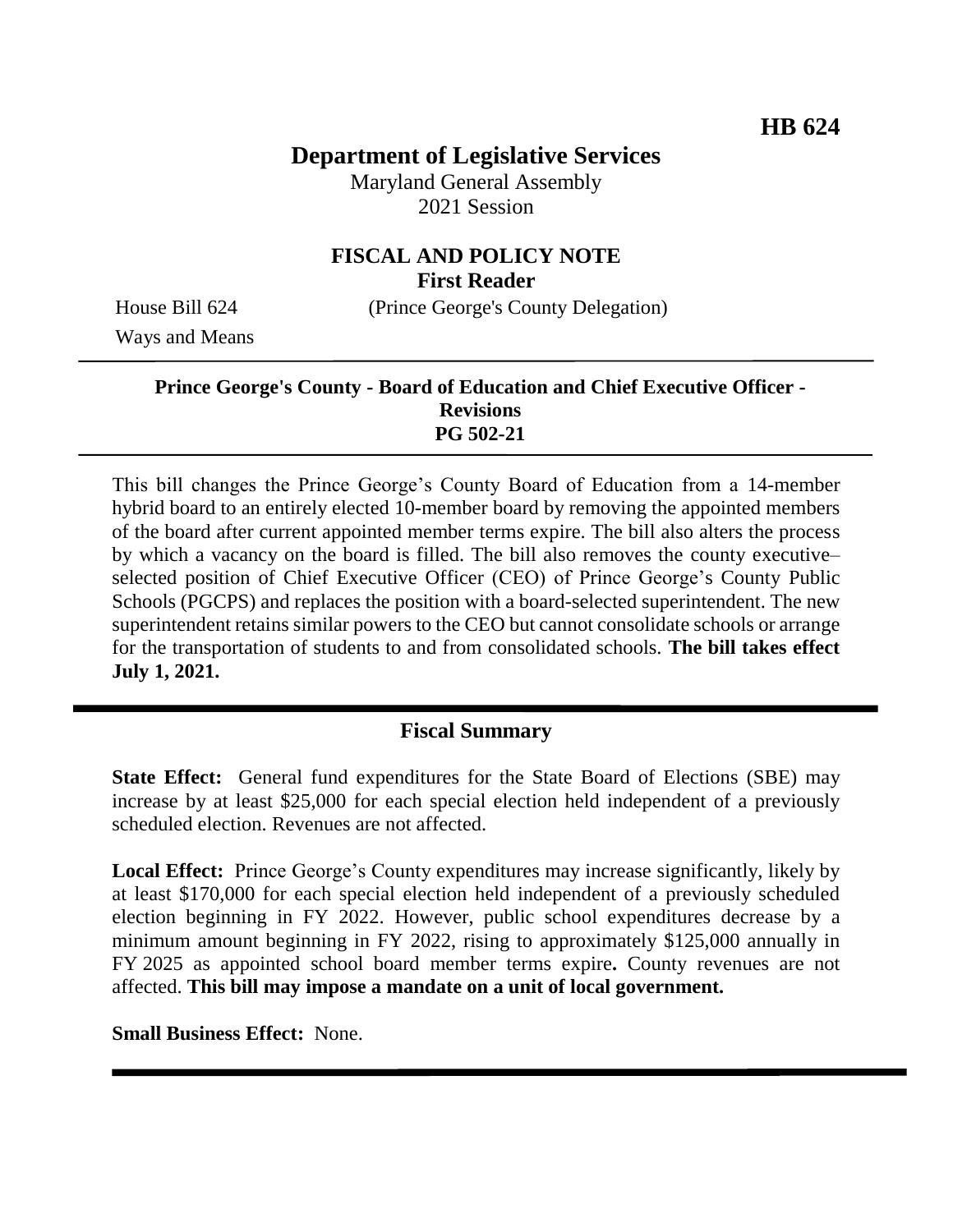HB 624

# Department of Legislative Services

Maryland General Assembly
2021 Session

## FISCAL AND POLICY NOTE
**First Reader**

House Bill 624 (Prince George's County Delegation)
Ways and Means

**Prince George's County - Board of Education and Chief Executive Officer - Revisions**
**PG 502-21**

This bill changes the Prince George's County Board of Education from a 14-member hybrid board to an entirely elected 10-member board by removing the appointed members of the board after current appointed member terms expire. The bill also alters the process by which a vacancy on the board is filled. The bill also removes the county executive–selected position of Chief Executive Officer (CEO) of Prince George's County Public Schools (PGCPS) and replaces the position with a board-selected superintendent. The new superintendent retains similar powers to the CEO but cannot consolidate schools or arrange for the transportation of students to and from consolidated schools. **The bill takes effect July 1, 2021.**

## Fiscal Summary

**State Effect:** General fund expenditures for the State Board of Elections (SBE) may increase by at least $25,000 for each special election held independent of a previously scheduled election. Revenues are not affected.

**Local Effect:** Prince George's County expenditures may increase significantly, likely by at least $170,000 for each special election held independent of a previously scheduled election beginning in FY 2022. However, public school expenditures decrease by a minimum amount beginning in FY 2022, rising to approximately $125,000 annually in FY 2025 as appointed school board member terms expire**.** County revenues are not affected. **This bill may impose a mandate on a unit of local government.**

**Small Business Effect:** None.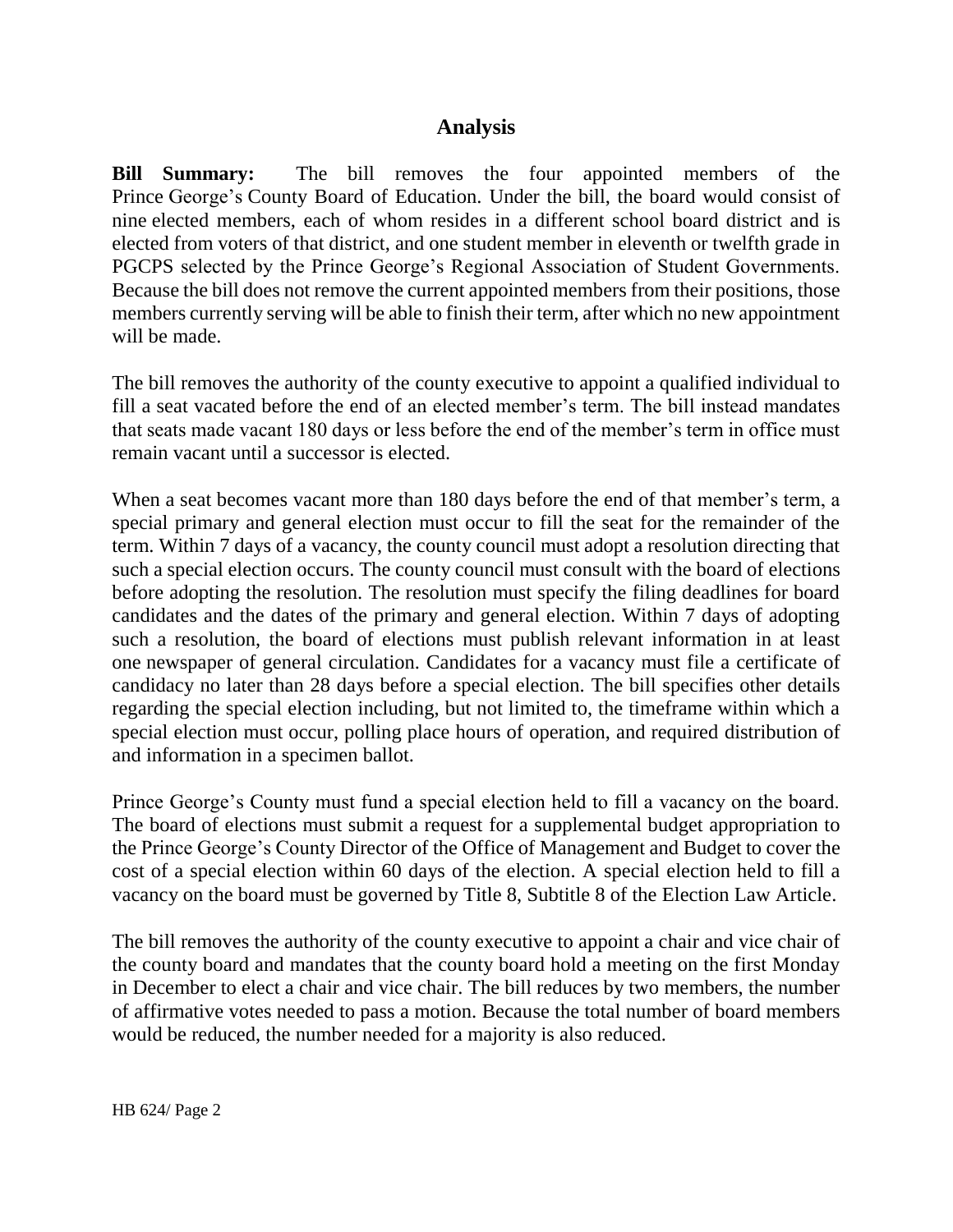## Analysis

**Bill Summary:** The bill removes the four appointed members of the Prince George's County Board of Education. Under the bill, the board would consist of nine elected members, each of whom resides in a different school board district and is elected from voters of that district, and one student member in eleventh or twelfth grade in PGCPS selected by the Prince George's Regional Association of Student Governments. Because the bill does not remove the current appointed members from their positions, those members currently serving will be able to finish their term, after which no new appointment will be made.

The bill removes the authority of the county executive to appoint a qualified individual to fill a seat vacated before the end of an elected member's term. The bill instead mandates that seats made vacant 180 days or less before the end of the member's term in office must remain vacant until a successor is elected.

When a seat becomes vacant more than 180 days before the end of that member's term, a special primary and general election must occur to fill the seat for the remainder of the term. Within 7 days of a vacancy, the county council must adopt a resolution directing that such a special election occurs. The county council must consult with the board of elections before adopting the resolution. The resolution must specify the filing deadlines for board candidates and the dates of the primary and general election. Within 7 days of adopting such a resolution, the board of elections must publish relevant information in at least one newspaper of general circulation. Candidates for a vacancy must file a certificate of candidacy no later than 28 days before a special election. The bill specifies other details regarding the special election including, but not limited to, the timeframe within which a special election must occur, polling place hours of operation, and required distribution of and information in a specimen ballot.

Prince George's County must fund a special election held to fill a vacancy on the board. The board of elections must submit a request for a supplemental budget appropriation to the Prince George's County Director of the Office of Management and Budget to cover the cost of a special election within 60 days of the election. A special election held to fill a vacancy on the board must be governed by Title 8, Subtitle 8 of the Election Law Article.

The bill removes the authority of the county executive to appoint a chair and vice chair of the county board and mandates that the county board hold a meeting on the first Monday in December to elect a chair and vice chair. The bill reduces by two members, the number of affirmative votes needed to pass a motion. Because the total number of board members would be reduced, the number needed for a majority is also reduced.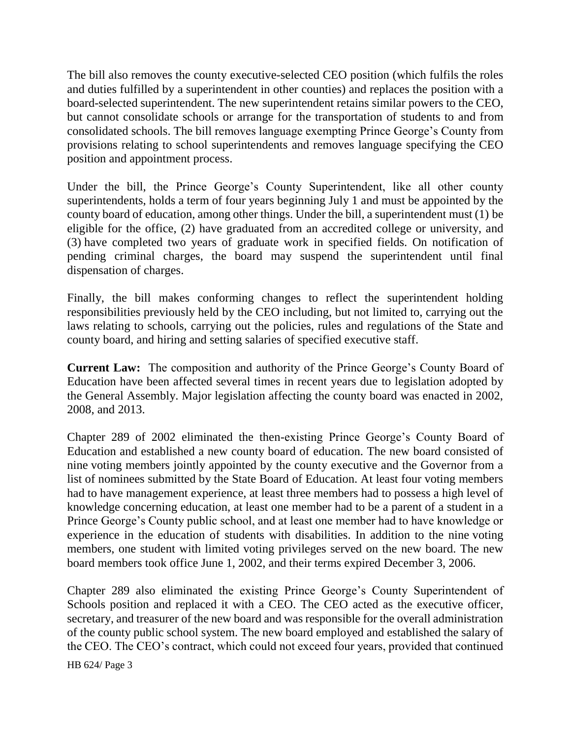The bill also removes the county executive-selected CEO position (which fulfils the roles and duties fulfilled by a superintendent in other counties) and replaces the position with a board-selected superintendent. The new superintendent retains similar powers to the CEO, but cannot consolidate schools or arrange for the transportation of students to and from consolidated schools. The bill removes language exempting Prince George's County from provisions relating to school superintendents and removes language specifying the CEO position and appointment process.

Under the bill, the Prince George's County Superintendent, like all other county superintendents, holds a term of four years beginning July 1 and must be appointed by the county board of education, among other things. Under the bill, a superintendent must (1) be eligible for the office, (2) have graduated from an accredited college or university, and (3) have completed two years of graduate work in specified fields. On notification of pending criminal charges, the board may suspend the superintendent until final dispensation of charges.

Finally, the bill makes conforming changes to reflect the superintendent holding responsibilities previously held by the CEO including, but not limited to, carrying out the laws relating to schools, carrying out the policies, rules and regulations of the State and county board, and hiring and setting salaries of specified executive staff.

**Current Law:** The composition and authority of the Prince George's County Board of Education have been affected several times in recent years due to legislation adopted by the General Assembly. Major legislation affecting the county board was enacted in 2002, 2008, and 2013.

Chapter 289 of 2002 eliminated the then-existing Prince George's County Board of Education and established a new county board of education. The new board consisted of nine voting members jointly appointed by the county executive and the Governor from a list of nominees submitted by the State Board of Education. At least four voting members had to have management experience, at least three members had to possess a high level of knowledge concerning education, at least one member had to be a parent of a student in a Prince George's County public school, and at least one member had to have knowledge or experience in the education of students with disabilities. In addition to the nine voting members, one student with limited voting privileges served on the new board. The new board members took office June 1, 2002, and their terms expired December 3, 2006.

Chapter 289 also eliminated the existing Prince George's County Superintendent of Schools position and replaced it with a CEO. The CEO acted as the executive officer, secretary, and treasurer of the new board and was responsible for the overall administration of the county public school system. The new board employed and established the salary of the CEO. The CEO's contract, which could not exceed four years, provided that continued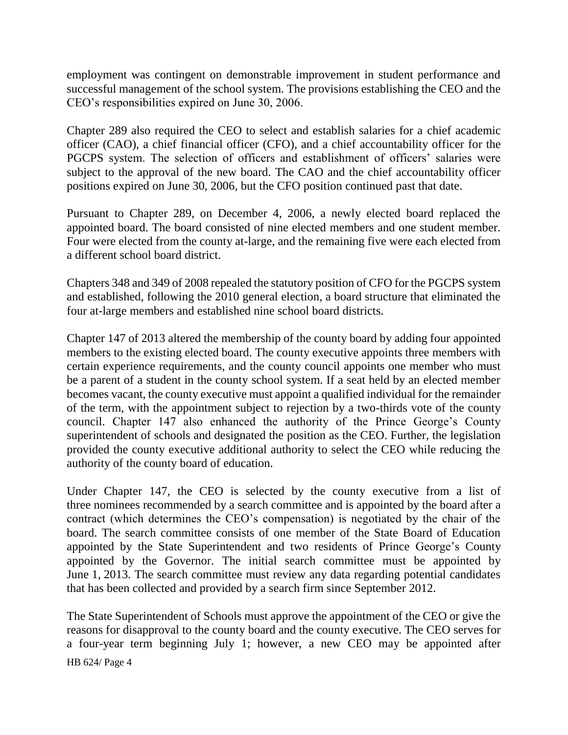employment was contingent on demonstrable improvement in student performance and successful management of the school system. The provisions establishing the CEO and the CEO's responsibilities expired on June 30, 2006.

Chapter 289 also required the CEO to select and establish salaries for a chief academic officer (CAO), a chief financial officer (CFO), and a chief accountability officer for the PGCPS system. The selection of officers and establishment of officers' salaries were subject to the approval of the new board. The CAO and the chief accountability officer positions expired on June 30, 2006, but the CFO position continued past that date.

Pursuant to Chapter 289, on December 4, 2006, a newly elected board replaced the appointed board. The board consisted of nine elected members and one student member. Four were elected from the county at-large, and the remaining five were each elected from a different school board district.

Chapters 348 and 349 of 2008 repealed the statutory position of CFO for the PGCPS system and established, following the 2010 general election, a board structure that eliminated the four at-large members and established nine school board districts.

Chapter 147 of 2013 altered the membership of the county board by adding four appointed members to the existing elected board. The county executive appoints three members with certain experience requirements, and the county council appoints one member who must be a parent of a student in the county school system. If a seat held by an elected member becomes vacant, the county executive must appoint a qualified individual for the remainder of the term, with the appointment subject to rejection by a two-thirds vote of the county council. Chapter 147 also enhanced the authority of the Prince George's County superintendent of schools and designated the position as the CEO. Further, the legislation provided the county executive additional authority to select the CEO while reducing the authority of the county board of education.

Under Chapter 147, the CEO is selected by the county executive from a list of three nominees recommended by a search committee and is appointed by the board after a contract (which determines the CEO's compensation) is negotiated by the chair of the board. The search committee consists of one member of the State Board of Education appointed by the State Superintendent and two residents of Prince George's County appointed by the Governor. The initial search committee must be appointed by June 1, 2013. The search committee must review any data regarding potential candidates that has been collected and provided by a search firm since September 2012.

The State Superintendent of Schools must approve the appointment of the CEO or give the reasons for disapproval to the county board and the county executive. The CEO serves for a four-year term beginning July 1; however, a new CEO may be appointed after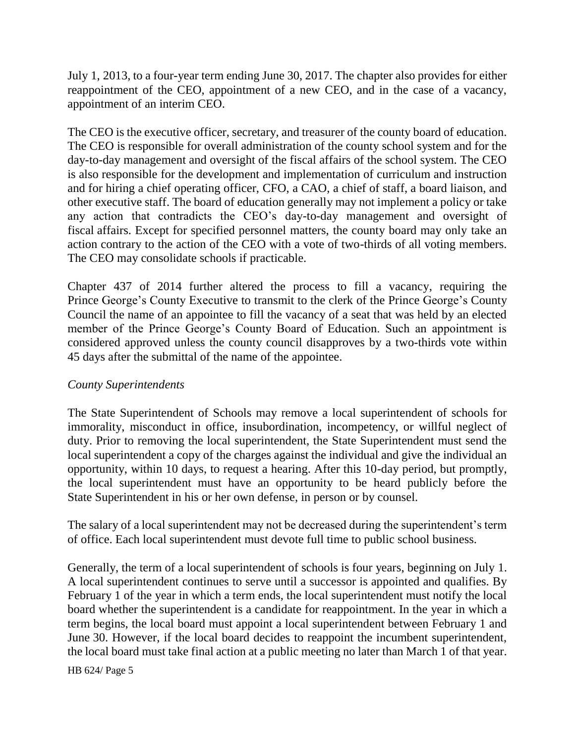July 1, 2013, to a four-year term ending June 30, 2017. The chapter also provides for either reappointment of the CEO, appointment of a new CEO, and in the case of a vacancy, appointment of an interim CEO.

The CEO is the executive officer, secretary, and treasurer of the county board of education. The CEO is responsible for overall administration of the county school system and for the day-to-day management and oversight of the fiscal affairs of the school system. The CEO is also responsible for the development and implementation of curriculum and instruction and for hiring a chief operating officer, CFO, a CAO, a chief of staff, a board liaison, and other executive staff. The board of education generally may not implement a policy or take any action that contradicts the CEO's day-to-day management and oversight of fiscal affairs. Except for specified personnel matters, the county board may only take an action contrary to the action of the CEO with a vote of two-thirds of all voting members. The CEO may consolidate schools if practicable.

Chapter 437 of 2014 further altered the process to fill a vacancy, requiring the Prince George's County Executive to transmit to the clerk of the Prince George's County Council the name of an appointee to fill the vacancy of a seat that was held by an elected member of the Prince George's County Board of Education. Such an appointment is considered approved unless the county council disapproves by a two-thirds vote within 45 days after the submittal of the name of the appointee.

*County Superintendents*

The State Superintendent of Schools may remove a local superintendent of schools for immorality, misconduct in office, insubordination, incompetency, or willful neglect of duty. Prior to removing the local superintendent, the State Superintendent must send the local superintendent a copy of the charges against the individual and give the individual an opportunity, within 10 days, to request a hearing. After this 10-day period, but promptly, the local superintendent must have an opportunity to be heard publicly before the State Superintendent in his or her own defense, in person or by counsel.

The salary of a local superintendent may not be decreased during the superintendent's term of office. Each local superintendent must devote full time to public school business.

Generally, the term of a local superintendent of schools is four years, beginning on July 1. A local superintendent continues to serve until a successor is appointed and qualifies. By February 1 of the year in which a term ends, the local superintendent must notify the local board whether the superintendent is a candidate for reappointment. In the year in which a term begins, the local board must appoint a local superintendent between February 1 and June 30. However, if the local board decides to reappoint the incumbent superintendent, the local board must take final action at a public meeting no later than March 1 of that year.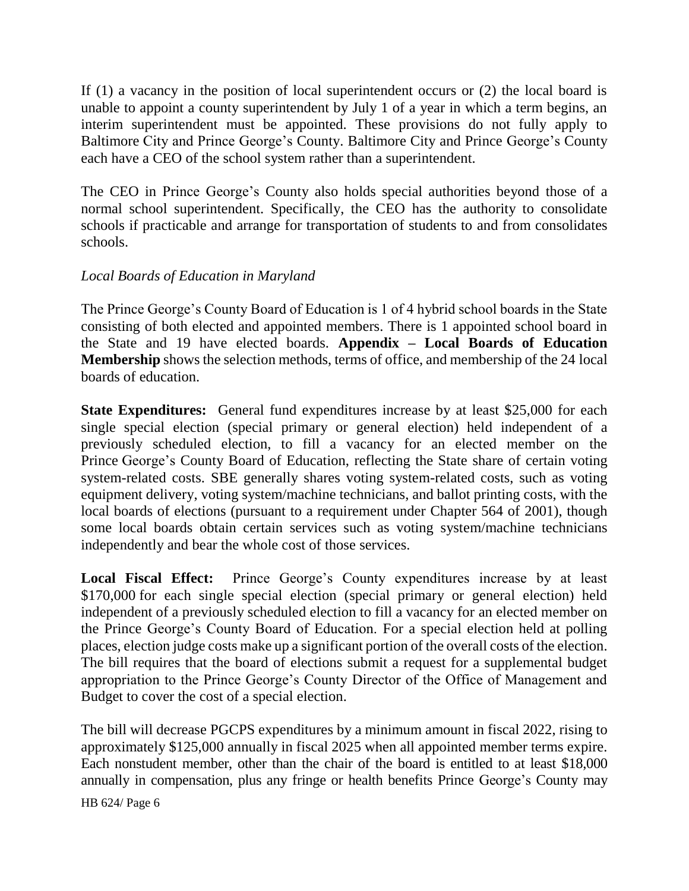If (1) a vacancy in the position of local superintendent occurs or (2) the local board is unable to appoint a county superintendent by July 1 of a year in which a term begins, an interim superintendent must be appointed. These provisions do not fully apply to Baltimore City and Prince George's County. Baltimore City and Prince George's County each have a CEO of the school system rather than a superintendent.

The CEO in Prince George's County also holds special authorities beyond those of a normal school superintendent. Specifically, the CEO has the authority to consolidate schools if practicable and arrange for transportation of students to and from consolidates schools.

*Local Boards of Education in Maryland*

The Prince George's County Board of Education is 1 of 4 hybrid school boards in the State consisting of both elected and appointed members. There is 1 appointed school board in the State and 19 have elected boards. **Appendix – Local Boards of Education Membership** shows the selection methods, terms of office, and membership of the 24 local boards of education.

**State Expenditures:** General fund expenditures increase by at least $25,000 for each single special election (special primary or general election) held independent of a previously scheduled election, to fill a vacancy for an elected member on the Prince George's County Board of Education, reflecting the State share of certain voting system-related costs. SBE generally shares voting system-related costs, such as voting equipment delivery, voting system/machine technicians, and ballot printing costs, with the local boards of elections (pursuant to a requirement under Chapter 564 of 2001), though some local boards obtain certain services such as voting system/machine technicians independently and bear the whole cost of those services.

**Local Fiscal Effect:** Prince George's County expenditures increase by at least $170,000 for each single special election (special primary or general election) held independent of a previously scheduled election to fill a vacancy for an elected member on the Prince George's County Board of Education. For a special election held at polling places, election judge costs make up a significant portion of the overall costs of the election. The bill requires that the board of elections submit a request for a supplemental budget appropriation to the Prince George's County Director of the Office of Management and Budget to cover the cost of a special election.

The bill will decrease PGCPS expenditures by a minimum amount in fiscal 2022, rising to approximately $125,000 annually in fiscal 2025 when all appointed member terms expire. Each nonstudent member, other than the chair of the board is entitled to at least $18,000 annually in compensation, plus any fringe or health benefits Prince George's County may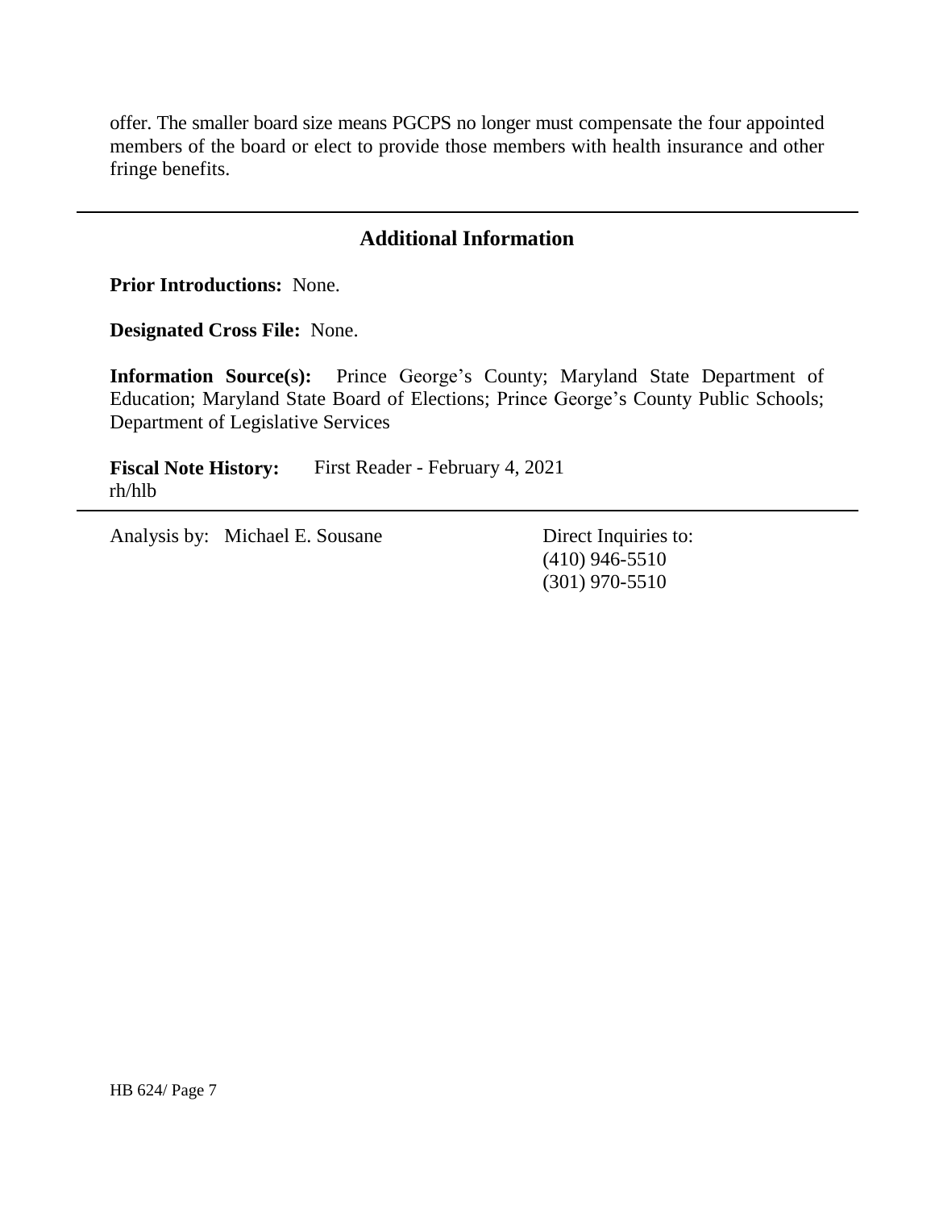offer. The smaller board size means PGCPS no longer must compensate the four appointed members of the board or elect to provide those members with health insurance and other fringe benefits.

## Additional Information

**Prior Introductions:** None.

**Designated Cross File:** None.

**Information Source(s):** Prince George's County; Maryland State Department of Education; Maryland State Board of Elections; Prince George's County Public Schools; Department of Legislative Services

**Fiscal Note History:** First Reader - February 4, 2021
rh/hlb

Analysis by: Michael E. Sousane

Direct Inquiries to:
(410) 946-5510
(301) 970-5510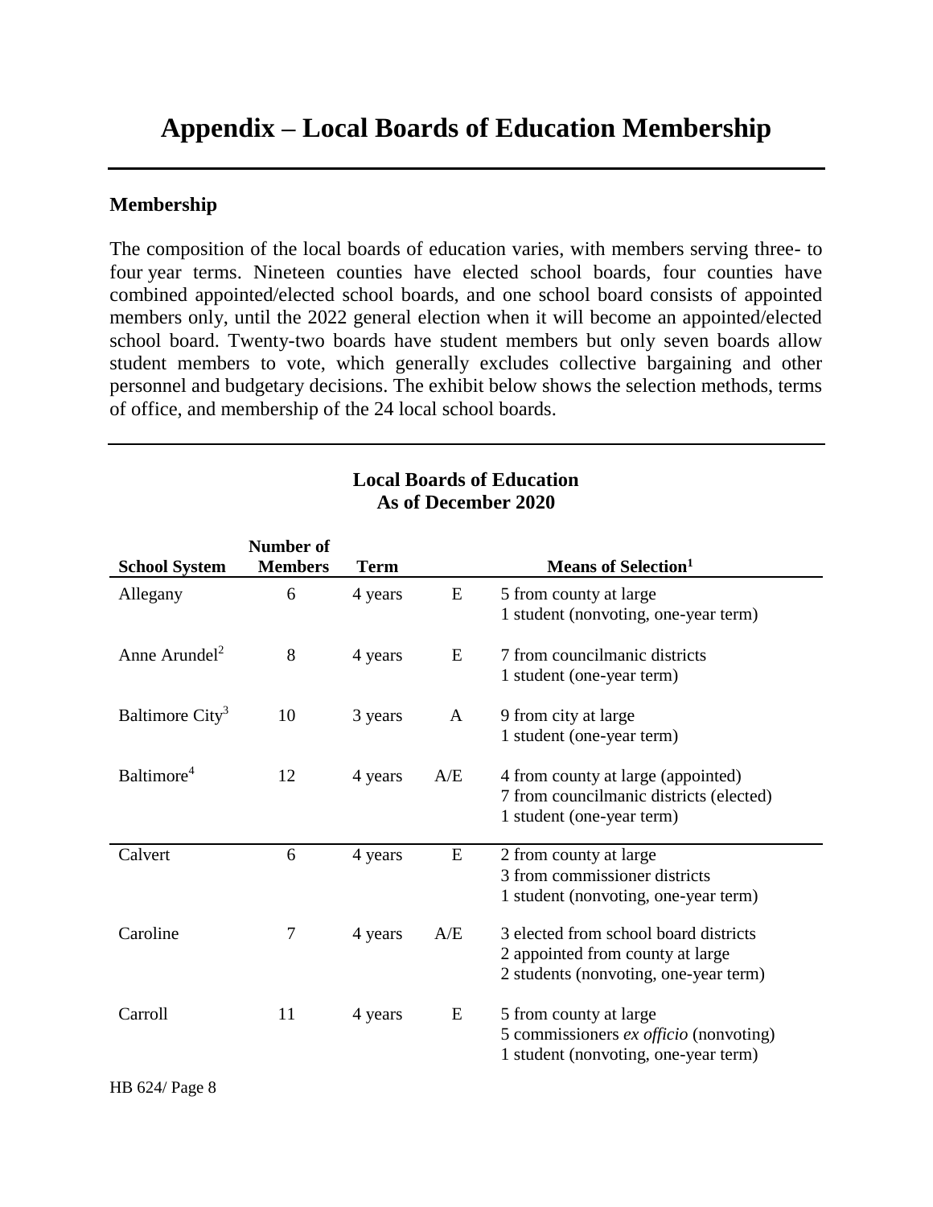# Appendix – Local Boards of Education Membership

## Membership

The composition of the local boards of education varies, with members serving three- to four year terms. Nineteen counties have elected school boards, four counties have combined appointed/elected school boards, and one school board consists of appointed members only, until the 2022 general election when it will become an appointed/elected school board. Twenty-two boards have student members but only seven boards allow student members to vote, which generally excludes collective bargaining and other personnel and budgetary decisions. The exhibit below shows the selection methods, terms of office, and membership of the 24 local school boards.

**Local Boards of Education**
**As of December 2020**

| School System | Number of Members | Term | | Means of Selection[1] |
|---|---|---|---|---|
| Allegany | 6 | 4 years | E | 5 from county at large<br>1 student (nonvoting, one-year term) |
| Anne Arundel[2] | 8 | 4 years | E | 7 from councilmanic districts<br>1 student (one-year term) |
| Baltimore City[3] | 10 | 3 years | A | 9 from city at large<br>1 student (one-year term) |
| Baltimore[4] | 12 | 4 years | A/E | 4 from county at large (appointed)<br>7 from councilmanic districts (elected)<br>1 student (one-year term) |
| Calvert | 6 | 4 years | E | 2 from county at large<br>3 from commissioner districts<br>1 student (nonvoting, one-year term) |
| Caroline | 7 | 4 years | A/E | 3 elected from school board districts<br>2 appointed from county at large<br>2 students (nonvoting, one-year term) |
| Carroll | 11 | 4 years | E | 5 from county at large<br>5 commissioners *ex officio* (nonvoting)<br>1 student (nonvoting, one-year term) |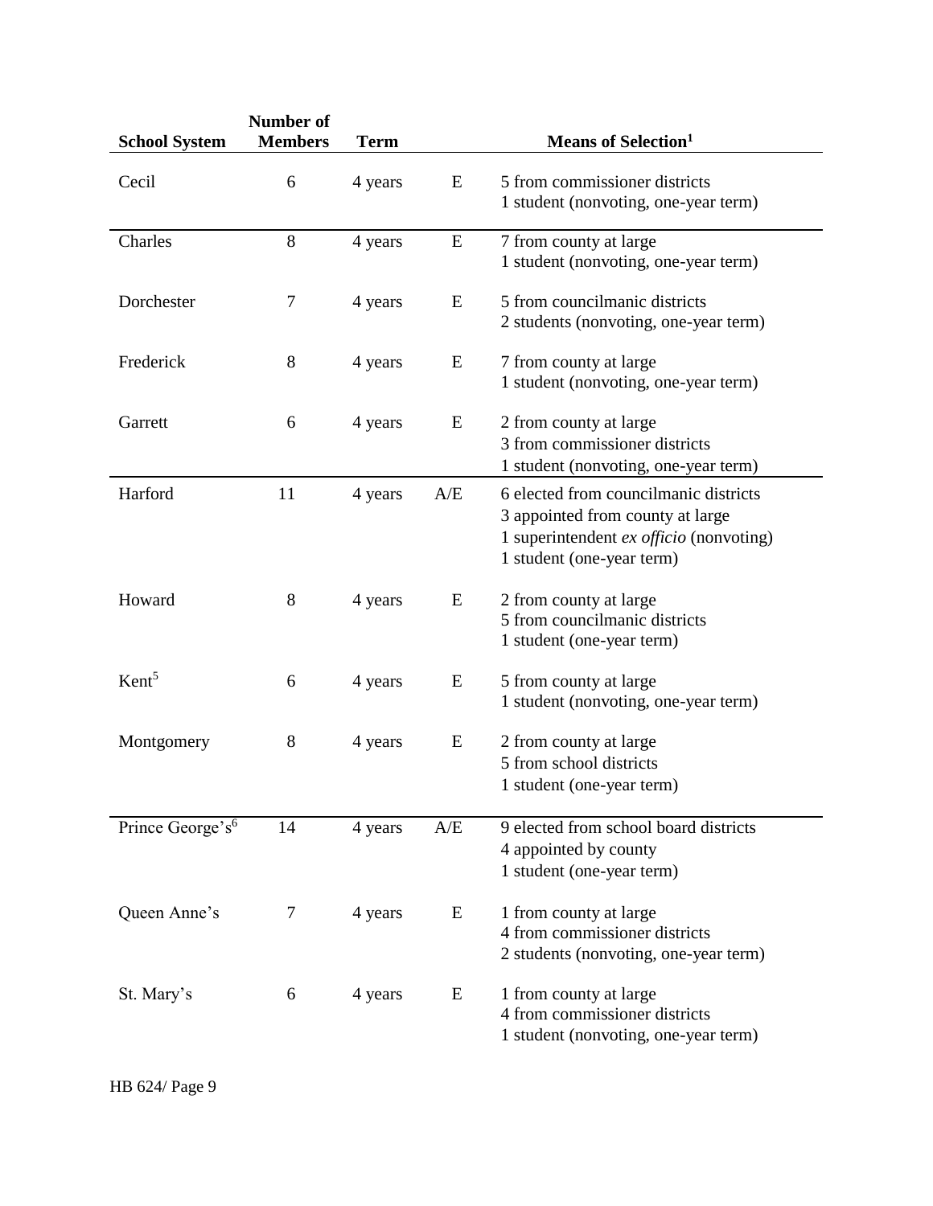| School System | Number of Members | Term | | Means of Selection[1] |
|---|---|---|---|---|
| Cecil | 6 | 4 years | E | 5 from commissioner districts<br>1 student (nonvoting, one-year term) |
| Charles | 8 | 4 years | E | 7 from county at large<br>1 student (nonvoting, one-year term) |
| Dorchester | 7 | 4 years | E | 5 from councilmanic districts<br>2 students (nonvoting, one-year term) |
| Frederick | 8 | 4 years | E | 7 from county at large<br>1 student (nonvoting, one-year term) |
| Garrett | 6 | 4 years | E | 2 from county at large<br>3 from commissioner districts<br>1 student (nonvoting, one-year term) |
| Harford | 11 | 4 years | A/E | 6 elected from councilmanic districts<br>3 appointed from county at large<br>1 superintendent *ex officio* (nonvoting)<br>1 student (one-year term) |
| Howard | 8 | 4 years | E | 2 from county at large<br>5 from councilmanic districts<br>1 student (one-year term) |
| Kent[5] | 6 | 4 years | E | 5 from county at large<br>1 student (nonvoting, one-year term) |
| Montgomery | 8 | 4 years | E | 2 from county at large<br>5 from school districts<br>1 student (one-year term) |
| Prince George's[6] | 14 | 4 years | A/E | 9 elected from school board districts<br>4 appointed by county<br>1 student (one-year term) |
| Queen Anne's | 7 | 4 years | E | 1 from county at large<br>4 from commissioner districts<br>2 students (nonvoting, one-year term) |
| St. Mary's | 6 | 4 years | E | 1 from county at large<br>4 from commissioner districts<br>1 student (nonvoting, one-year term) |

HB 624/ Page 9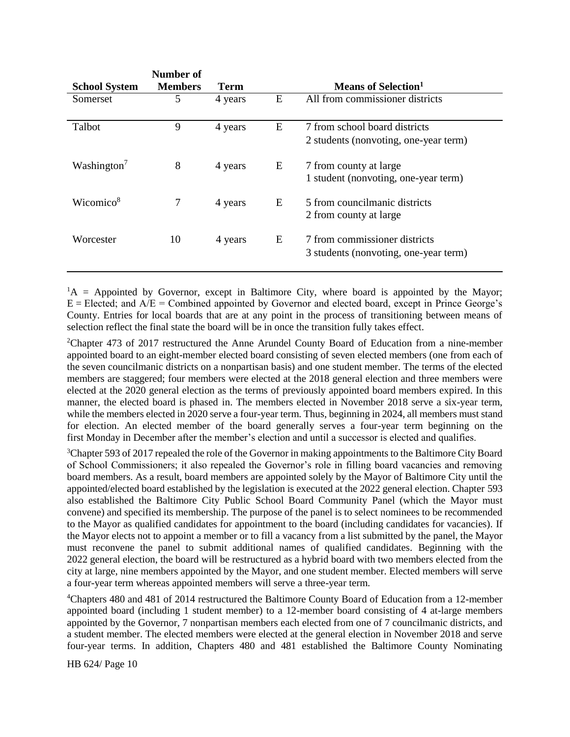| School System | Number of Members | Term | | Means of Selection[1] |
|---|---|---|---|---|
| Somerset | 5 | 4 years | E | All from commissioner districts |
| Talbot | 9 | 4 years | E | 7 from school board districts<br>2 students (nonvoting, one-year term) |
| Washington[7] | 8 | 4 years | E | 7 from county at large<br>1 student (nonvoting, one-year term) |
| Wicomico[8] | 7 | 4 years | E | 5 from councilmanic districts<br>2 from county at large |
| Worcester | 10 | 4 years | E | 7 from commissioner districts<br>3 students (nonvoting, one-year term) |

[1]A = Appointed by Governor, except in Baltimore City, where board is appointed by the Mayor; E = Elected; and A/E = Combined appointed by Governor and elected board, except in Prince George's County. Entries for local boards that are at any point in the process of transitioning between means of selection reflect the final state the board will be in once the transition fully takes effect.

[2]Chapter 473 of 2017 restructured the Anne Arundel County Board of Education from a nine-member appointed board to an eight-member elected board consisting of seven elected members (one from each of the seven councilmanic districts on a nonpartisan basis) and one student member. The terms of the elected members are staggered; four members were elected at the 2018 general election and three members were elected at the 2020 general election as the terms of previously appointed board members expired. In this manner, the elected board is phased in. The members elected in November 2018 serve a six-year term, while the members elected in 2020 serve a four-year term. Thus, beginning in 2024, all members must stand for election. An elected member of the board generally serves a four-year term beginning on the first Monday in December after the member's election and until a successor is elected and qualifies.

[3]Chapter 593 of 2017 repealed the role of the Governor in making appointments to the Baltimore City Board of School Commissioners; it also repealed the Governor's role in filling board vacancies and removing board members. As a result, board members are appointed solely by the Mayor of Baltimore City until the appointed/elected board established by the legislation is executed at the 2022 general election. Chapter 593 also established the Baltimore City Public School Board Community Panel (which the Mayor must convene) and specified its membership. The purpose of the panel is to select nominees to be recommended to the Mayor as qualified candidates for appointment to the board (including candidates for vacancies). If the Mayor elects not to appoint a member or to fill a vacancy from a list submitted by the panel, the Mayor must reconvene the panel to submit additional names of qualified candidates. Beginning with the 2022 general election, the board will be restructured as a hybrid board with two members elected from the city at large, nine members appointed by the Mayor, and one student member. Elected members will serve a four-year term whereas appointed members will serve a three-year term.

[4]Chapters 480 and 481 of 2014 restructured the Baltimore County Board of Education from a 12-member appointed board (including 1 student member) to a 12-member board consisting of 4 at-large members appointed by the Governor, 7 nonpartisan members each elected from one of 7 councilmanic districts, and a student member. The elected members were elected at the general election in November 2018 and serve four-year terms. In addition, Chapters 480 and 481 established the Baltimore County Nominating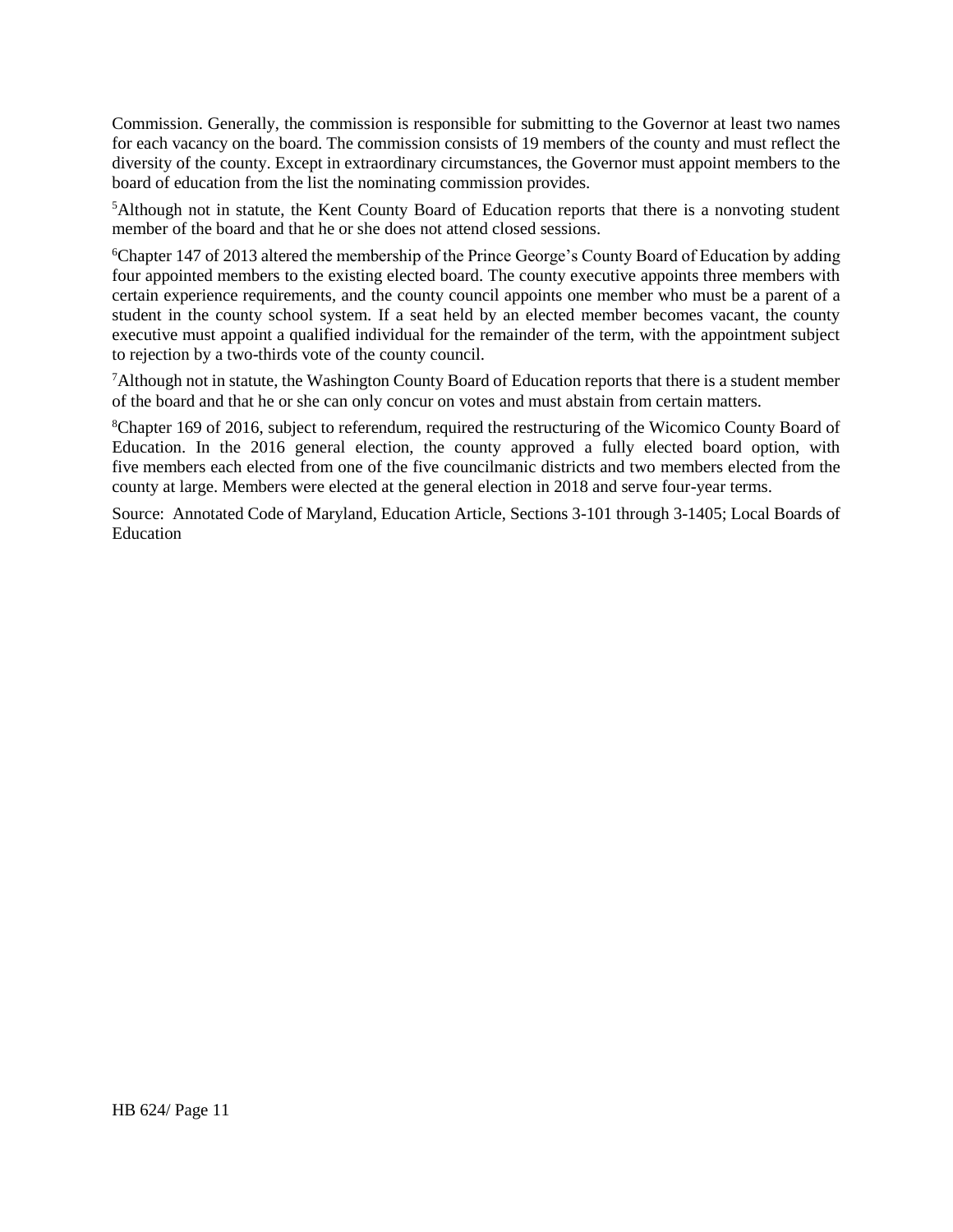Commission. Generally, the commission is responsible for submitting to the Governor at least two names for each vacancy on the board. The commission consists of 19 members of the county and must reflect the diversity of the county. Except in extraordinary circumstances, the Governor must appoint members to the board of education from the list the nominating commission provides.

[5]Although not in statute, the Kent County Board of Education reports that there is a nonvoting student member of the board and that he or she does not attend closed sessions.

[6]Chapter 147 of 2013 altered the membership of the Prince George's County Board of Education by adding four appointed members to the existing elected board. The county executive appoints three members with certain experience requirements, and the county council appoints one member who must be a parent of a student in the county school system. If a seat held by an elected member becomes vacant, the county executive must appoint a qualified individual for the remainder of the term, with the appointment subject to rejection by a two-thirds vote of the county council.

[7]Although not in statute, the Washington County Board of Education reports that there is a student member of the board and that he or she can only concur on votes and must abstain from certain matters.

[8]Chapter 169 of 2016, subject to referendum, required the restructuring of the Wicomico County Board of Education. In the 2016 general election, the county approved a fully elected board option, with five members each elected from one of the five councilmanic districts and two members elected from the county at large. Members were elected at the general election in 2018 and serve four-year terms.

Source: Annotated Code of Maryland, Education Article, Sections 3-101 through 3-1405; Local Boards of Education